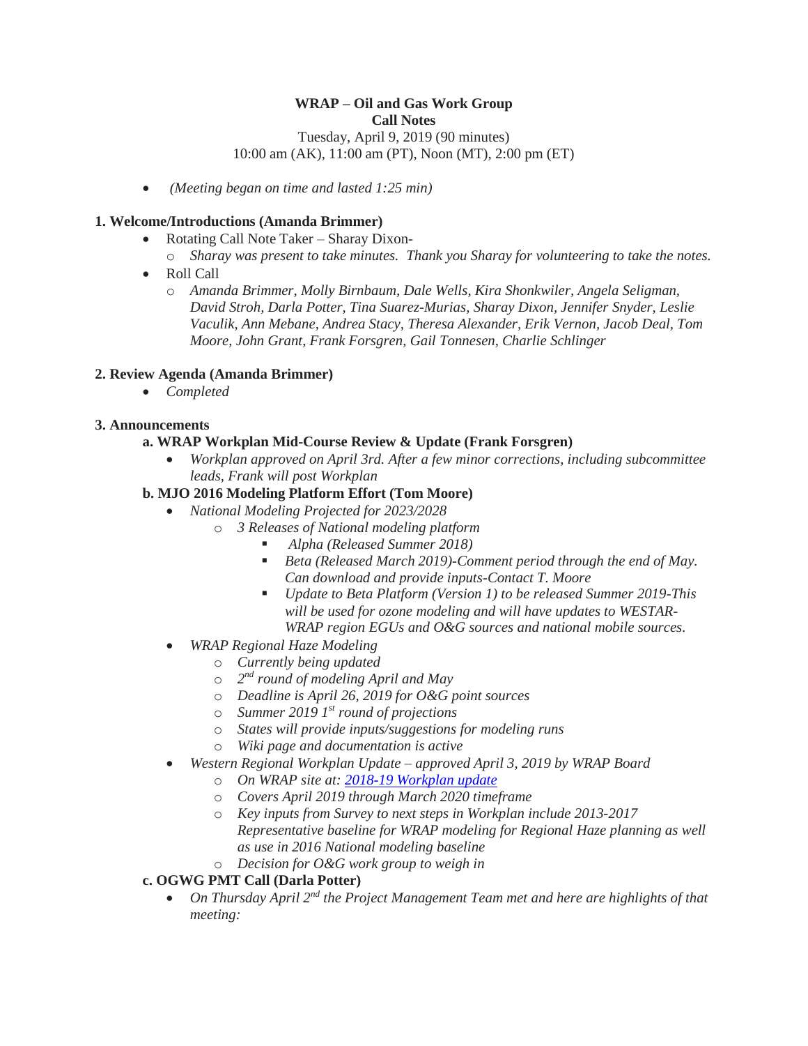**WRAP – Oil and Gas Work Group**
**Call Notes**
Tuesday, April 9, 2019 (90 minutes)
10:00 am (AK), 11:00 am (PT), Noon (MT), 2:00 pm (ET)

- *(Meeting began on time and lasted 1:25 min)*

### 1. Welcome/Introductions (Amanda Brimmer)

- Rotating Call Note Taker – Sharay Dixon-
  - *Sharay was present to take minutes. Thank you Sharay for volunteering to take the notes.*
- Roll Call
  - *Amanda Brimmer, Molly Birnbaum, Dale Wells, Kira Shonkwiler, Angela Seligman, David Stroh, Darla Potter, Tina Suarez-Murias, Sharay Dixon, Jennifer Snyder, Leslie Vaculik, Ann Mebane, Andrea Stacy, Theresa Alexander, Erik Vernon, Jacob Deal, Tom Moore, John Grant, Frank Forsgren, Gail Tonnesen, Charlie Schlinger*

### 2. Review Agenda (Amanda Brimmer)

- *Completed*

### 3. Announcements

#### a. WRAP Workplan Mid-Course Review & Update (Frank Forsgren)

- *Workplan approved on April 3rd. After a few minor corrections, including subcommittee leads, Frank will post Workplan*

#### b. MJO 2016 Modeling Platform Effort (Tom Moore)

- *National Modeling Projected for 2023/2028*
  - *3 Releases of National modeling platform*
    - *Alpha (Released Summer 2018)*
    - *Beta (Released March 2019)-Comment period through the end of May. Can download and provide inputs-Contact T. Moore*
    - *Update to Beta Platform (Version 1) to be released Summer 2019-This will be used for ozone modeling and will have updates to WESTAR-WRAP region EGUs and O&G sources and national mobile sources.*
- *WRAP Regional Haze Modeling*
  - *Currently being updated*
  - *2nd round of modeling April and May*
  - *Deadline is April 26, 2019 for O&G point sources*
  - *Summer 2019 1st round of projections*
  - *States will provide inputs/suggestions for modeling runs*
  - *Wiki page and documentation is active*
- *Western Regional Workplan Update – approved April 3, 2019 by WRAP Board*
  - *On WRAP site at: 2018-19 Workplan update*
  - *Covers April 2019 through March 2020 timeframe*
  - *Key inputs from Survey to next steps in Workplan include 2013-2017 Representative baseline for WRAP modeling for Regional Haze planning as well as use in 2016 National modeling baseline*
  - *Decision for O&G work group to weigh in*

#### c. OGWG PMT Call (Darla Potter)

- *On Thursday April 2nd the Project Management Team met and here are highlights of that meeting:*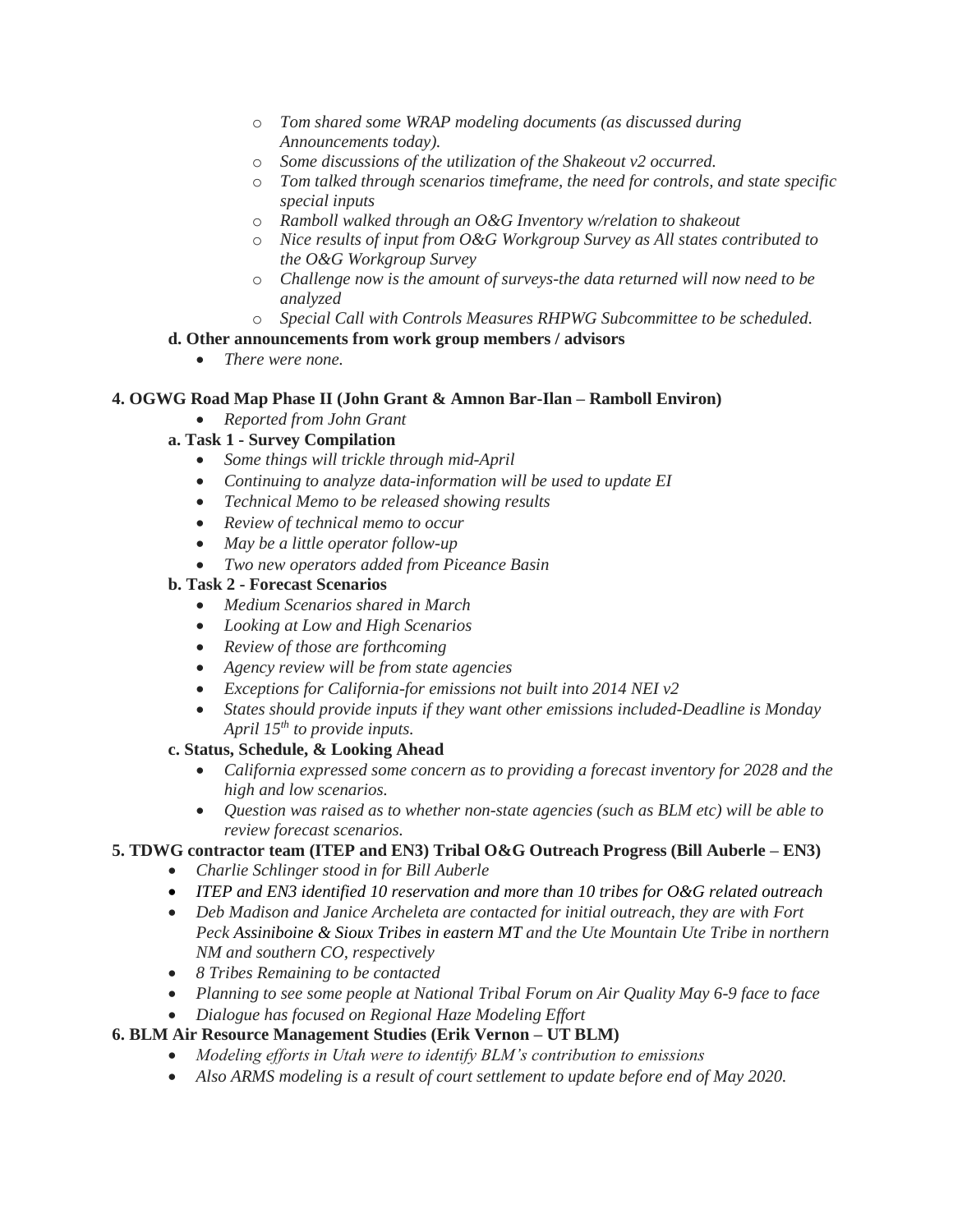- *Tom shared some WRAP modeling documents (as discussed during Announcements today).*
  - *Some discussions of the utilization of the Shakeout v2 occurred.*
  - *Tom talked through scenarios timeframe, the need for controls, and state specific special inputs*
  - *Ramboll walked through an O&G Inventory w/relation to shakeout*
  - *Nice results of input from O&G Workgroup Survey as All states contributed to the O&G Workgroup Survey*
  - *Challenge now is the amount of surveys-the data returned will now need to be analyzed*
  - *Special Call with Controls Measures RHPWG Subcommittee to be scheduled.*

**d. Other announcements from work group members / advisors**

- *There were none.*

**4. OGWG Road Map Phase II (John Grant & Amnon Bar-Ilan – Ramboll Environ)**

- *Reported from John Grant*

**a. Task 1 - Survey Compilation**

- *Some things will trickle through mid-April*
- *Continuing to analyze data-information will be used to update EI*
- *Technical Memo to be released showing results*
- *Review of technical memo to occur*
- *May be a little operator follow-up*
- *Two new operators added from Piceance Basin*

**b. Task 2 - Forecast Scenarios**

- *Medium Scenarios shared in March*
- *Looking at Low and High Scenarios*
- *Review of those are forthcoming*
- *Agency review will be from state agencies*
- *Exceptions for California-for emissions not built into 2014 NEI v2*
- *States should provide inputs if they want other emissions included-Deadline is Monday April 15th to provide inputs.*

**c. Status, Schedule, & Looking Ahead**

- *California expressed some concern as to providing a forecast inventory for 2028 and the high and low scenarios.*
- *Question was raised as to whether non-state agencies (such as BLM etc) will be able to review forecast scenarios.*

**5. TDWG contractor team (ITEP and EN3) Tribal O&G Outreach Progress (Bill Auberle – EN3)**

- *Charlie Schlinger stood in for Bill Auberle*
- *ITEP and EN3 identified 10 reservation and more than 10 tribes for O&G related outreach*
- *Deb Madison and Janice Archeleta are contacted for initial outreach, they are with Fort Peck Assiniboine & Sioux Tribes in eastern MT and the Ute Mountain Ute Tribe in northern NM and southern CO, respectively*
- *8 Tribes Remaining to be contacted*
- *Planning to see some people at National Tribal Forum on Air Quality May 6-9 face to face*
- *Dialogue has focused on Regional Haze Modeling Effort*

**6. BLM Air Resource Management Studies (Erik Vernon – UT BLM)**

- *Modeling efforts in Utah were to identify BLM's contribution to emissions*
- *Also ARMS modeling is a result of court settlement to update before end of May 2020.*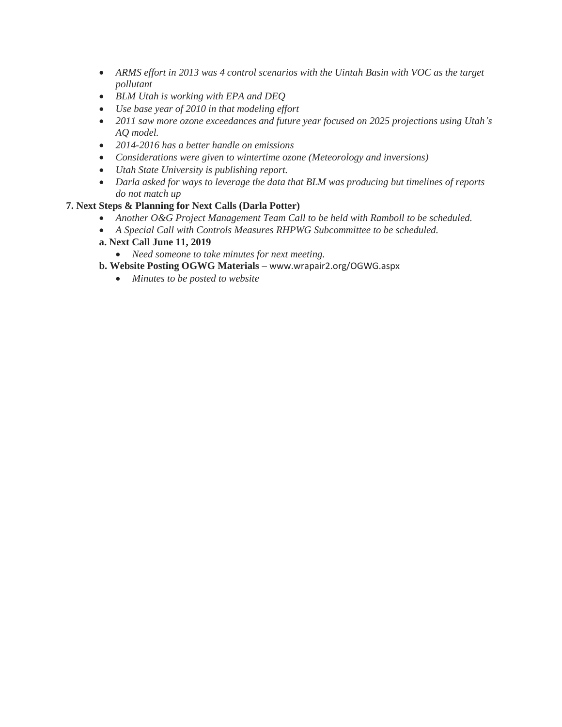- *ARMS effort in 2013 was 4 control scenarios with the Uintah Basin with VOC as the target pollutant*
- *BLM Utah is working with EPA and DEQ*
- *Use base year of 2010 in that modeling effort*
- *2011 saw more ozone exceedances and future year focused on 2025 projections using Utah's AQ model.*
- *2014-2016 has a better handle on emissions*
- *Considerations were given to wintertime ozone (Meteorology and inversions)*
- *Utah State University is publishing report.*
- *Darla asked for ways to leverage the data that BLM was producing but timelines of reports do not match up*

**7. Next Steps & Planning for Next Calls (Darla Potter)**

- *Another O&G Project Management Team Call to be held with Ramboll to be scheduled.*
- *A Special Call with Controls Measures RHPWG Subcommittee to be scheduled.*

**a. Next Call June 11, 2019**

- *Need someone to take minutes for next meeting.*

**b. Website Posting OGWG Materials** – www.wrapair2.org/OGWG.aspx

- *Minutes to be posted to website*